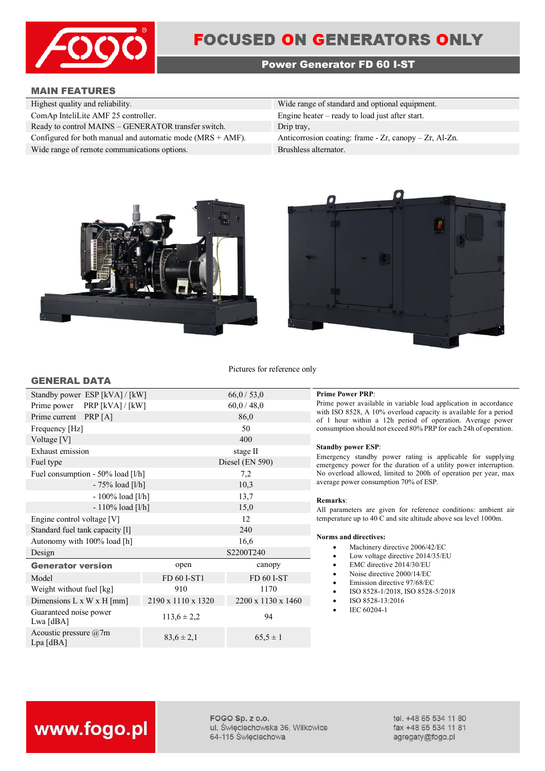# FOCUSED ON GENERATORS ONLY

## Power Generator FD 60 I-ST

### MAIN FEATURES

| | |
|---|---|
| Highest quality and reliability. | Wide range of standard and optional equipment. |
| ComAp InteliLite AMF 25 controller. | Engine heater – ready to load just after start. |
| Ready to control MAINS – GENERATOR transfer switch. | Drip tray, |
| Configured for both manual and automatic mode (MRS + AMF). | Anticorrosion coating: frame - Zr, canopy – Zr, Al-Zn. |
| Wide range of remote communications options. | Brushless alternator. |

Pictures for reference only

### GENERAL DATA

| | | |
|---|---|---|
| Standby power ESP [kVA] / [kW] | 66,0 / 53,0 | |
| Prime power PRP [kVA] / [kW] | 60,0 / 48,0 | |
| Prime current PRP [A] | 86,0 | |
| Frequency [Hz] | 50 | |
| Voltage [V] | 400 | |
| Exhaust emission | stage II | |
| Fuel type | Diesel (EN 590) | |
| Fuel consumption - 50% load [l/h] | 7,2 | |
| - 75% load [l/h] | 10,3 | |
| - 100% load [l/h] | 13,7 | |
| - 110% load [l/h] | 15,0 | |
| Engine control voltage [V] | 12 | |
| Standard fuel tank capacity [l] | 240 | |
| Autonomy with 100% load [h] | 16,6 | |
| Design | S2200T240 | |
| **Generator version** | open | canopy |
| Model | FD 60 I-ST1 | FD 60 I-ST |
| Weight without fuel [kg] | 910 | 1170 |
| Dimensions L x W x H [mm] | 2190 x 1110 x 1320 | 2200 x 1130 x 1460 |
| Guaranteed noise power Lwa [dBA] | 113,6 ± 2,2 | 94 |
| Acoustic pressure @7m Lpa [dBA] | 83,6 ± 2,1 | 65,5 ± 1 |

**Prime Power PRP**:
Prime power available in variable load application in accordance with ISO 8528, A 10% overload capacity is available for a period of 1 hour within a 12h period of operation. Average power consumption should not exceed 80% PRP for each 24h of operation.

**Standby power ESP**:
Emergency standby power rating is applicable for supplying emergency power for the duration of a utility power interruption. No overload allowed, limited to 200h of operation per year, max average power consumption 70% of ESP.

**Remarks**:
All parameters are given for reference conditions: ambient air temperature up to 40 C and site altitude above sea level 1000m.

**Norms and directives:**

- Machinery directive 2006/42/EC
- Low voltage directive 2014/35/EU
- EMC directive 2014/30/EU
- Noise directive 2000/14/EC
- Emission directive 97/68/EC
- ISO 8528-1/2018, ISO 8528-5/2018
- ISO 8528-13:2016
- IEC 60204-1

www.fogo.pl

FOGO Sp. z o.o.
ul. Święciechowska 36, Wilkowice
64-115 Święciechowa

tel. +48 65 534 11 80
fax +48 65 534 11 81
agregaty@fogo.pl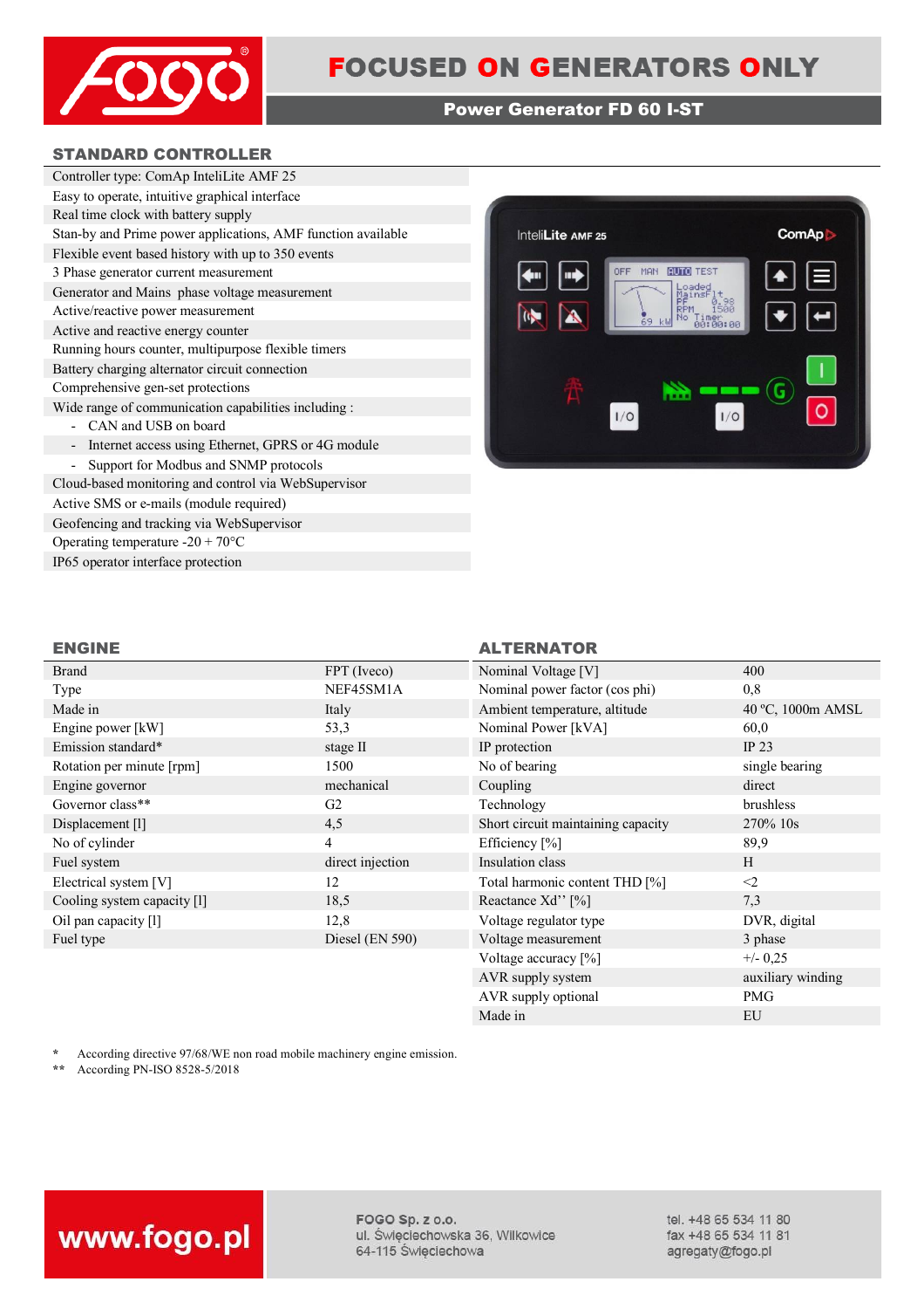# FOCUSED ON GENERATORS ONLY

## Power Generator FD 60 I-ST

### STANDARD CONTROLLER

Controller type: ComAp InteliLite AMF 25
Easy to operate, intuitive graphical interface
Real time clock with battery supply
Stan-by and Prime power applications, AMF function available
Flexible event based history with up to 350 events
3 Phase generator current measurement
Generator and Mains phase voltage measurement
Active/reactive power measurement
Active and reactive energy counter
Running hours counter, multipurpose flexible timers
Battery charging alternator circuit connection
Comprehensive gen-set protections
Wide range of communication capabilities including :

- CAN and USB on board
- Internet access using Ethernet, GPRS or 4G module
- Support for Modbus and SNMP protocols

Cloud-based monitoring and control via WebSupervisor
Active SMS or e-mails (module required)
Geofencing and tracking via WebSupervisor
Operating temperature -20 + 70°C
IP65 operator interface protection

### ENGINE

| | |
|---|---|
| Brand | FPT (Iveco) |
| Type | NEF45SM1A |
| Made in | Italy |
| Engine power [kW] | 53,3 |
| Emission standard* | stage II |
| Rotation per minute [rpm] | 1500 |
| Engine governor | mechanical |
| Governor class** | G2 |
| Displacement [l] | 4,5 |
| No of cylinder | 4 |
| Fuel system | direct injection |
| Electrical system [V] | 12 |
| Cooling system capacity [l] | 18,5 |
| Oil pan capacity [l] | 12,8 |
| Fuel type | Diesel (EN 590) |

### ALTERNATOR

| | |
|---|---|
| Nominal Voltage [V] | 400 |
| Nominal power factor (cos phi) | 0,8 |
| Ambient temperature, altitude | 40 ºC, 1000m AMSL |
| Nominal Power [kVA] | 60,0 |
| IP protection | IP 23 |
| No of bearing | single bearing |
| Coupling | direct |
| Technology | brushless |
| Short circuit maintaining capacity | 270% 10s |
| Efficiency [%] | 89,9 |
| Insulation class | H |
| Total harmonic content THD [%] | <2 |
| Reactance Xd'' [%] | 7,3 |
| Voltage regulator type | DVR, digital |
| Voltage measurement | 3 phase |
| Voltage accuracy [%] | +/- 0,25 |
| AVR supply system | auxiliary winding |
| AVR supply optional | PMG |
| Made in | EU |

\* According directive 97/68/WE non road mobile machinery engine emission.
\** According PN-ISO 8528-5/2018

www.fogo.pl

FOGO Sp. z o.o.
ul. Święciechowska 36, Wilkowice
64-115 Święciechowa

tel. +48 65 534 11 80
fax +48 65 534 11 81
agregaty@fogo.pl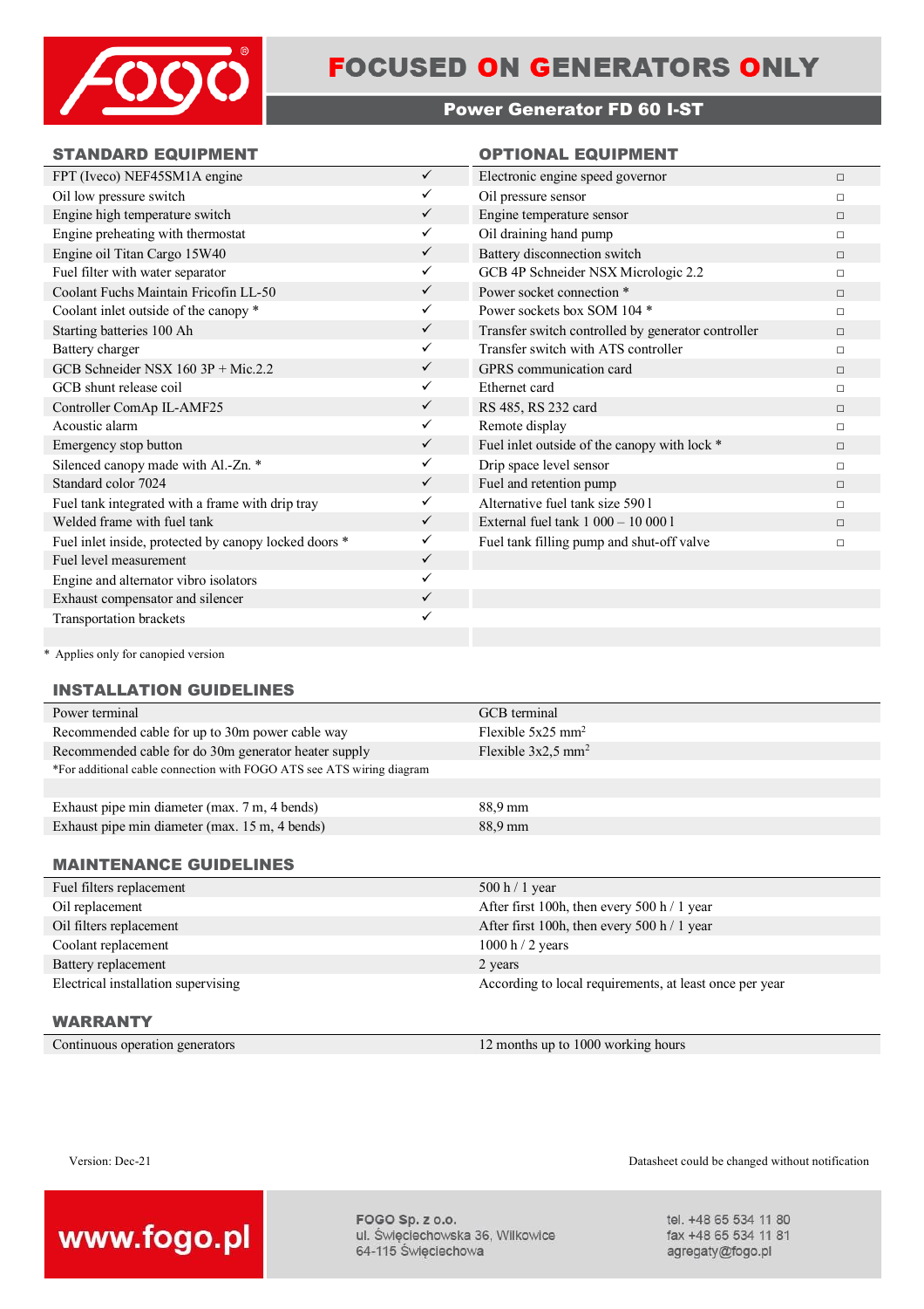# FOCUSED ON GENERATORS ONLY

## Power Generator FD 60 I-ST

| STANDARD EQUIPMENT | | OPTIONAL EQUIPMENT | |
|---|---|---|---|
| FPT (Iveco) NEF45SM1A engine | ✓ | Electronic engine speed governor | □ |
| Oil low pressure switch | ✓ | Oil pressure sensor | □ |
| Engine high temperature switch | ✓ | Engine temperature sensor | □ |
| Engine preheating with thermostat | ✓ | Oil draining hand pump | □ |
| Engine oil Titan Cargo 15W40 | ✓ | Battery disconnection switch | □ |
| Fuel filter with water separator | ✓ | GCB 4P Schneider NSX Micrologic 2.2 | □ |
| Coolant Fuchs Maintain Fricofin LL-50 | ✓ | Power socket connection * | □ |
| Coolant inlet outside of the canopy * | ✓ | Power sockets box SOM 104 * | □ |
| Starting batteries 100 Ah | ✓ | Transfer switch controlled by generator controller | □ |
| Battery charger | ✓ | Transfer switch with ATS controller | □ |
| GCB Schneider NSX 160 3P + Mic.2.2 | ✓ | GPRS communication card | □ |
| GCB shunt release coil | ✓ | Ethernet card | □ |
| Controller ComAp IL-AMF25 | ✓ | RS 485, RS 232 card | □ |
| Acoustic alarm | ✓ | Remote display | □ |
| Emergency stop button | ✓ | Fuel inlet outside of the canopy with lock * | □ |
| Silenced canopy made with Al.-Zn. * | ✓ | Drip space level sensor | □ |
| Standard color 7024 | ✓ | Fuel and retention pump | □ |
| Fuel tank integrated with a frame with drip tray | ✓ | Alternative fuel tank size 590 l | □ |
| Welded frame with fuel tank | ✓ | External fuel tank 1 000 – 10 000 l | □ |
| Fuel inlet inside, protected by canopy locked doors * | ✓ | Fuel tank filling pump and shut-off valve | □ |
| Fuel level measurement | ✓ | | |
| Engine and alternator vibro isolators | ✓ | | |
| Exhaust compensator and silencer | ✓ | | |
| Transportation brackets | ✓ | | |

\* Applies only for canopied version

## INSTALLATION GUIDELINES

| | |
|---|---|
| Power terminal | GCB terminal |
| Recommended cable for up to 30m power cable way | Flexible 5x25 mm$^2$ |
| Recommended cable for do 30m generator heater supply | Flexible 3x2,5 mm$^2$ |
| *For additional cable connection with FOGO ATS see ATS wiring diagram | |
| | |
| Exhaust pipe min diameter (max. 7 m, 4 bends) | 88,9 mm |
| Exhaust pipe min diameter (max. 15 m, 4 bends) | 88,9 mm |

## MAINTENANCE GUIDELINES

| | |
|---|---|
| Fuel filters replacement | 500 h / 1 year |
| Oil replacement | After first 100h, then every 500 h / 1 year |
| Oil filters replacement | After first 100h, then every 500 h / 1 year |
| Coolant replacement | 1000 h / 2 years |
| Battery replacement | 2 years |
| Electrical installation supervising | According to local requirements, at least once per year |

## WARRANTY

| | |
|---|---|
| Continuous operation generators | 12 months up to 1000 working hours |

Version: Dec-21

Datasheet could be changed without notification

www.fogo.pl

FOGO Sp. z o.o.
ul. Święciechowska 36, Wilkowice
64-115 Święciechowa

tel. +48 65 534 11 80
fax +48 65 534 11 81
agregaty@fogo.pl